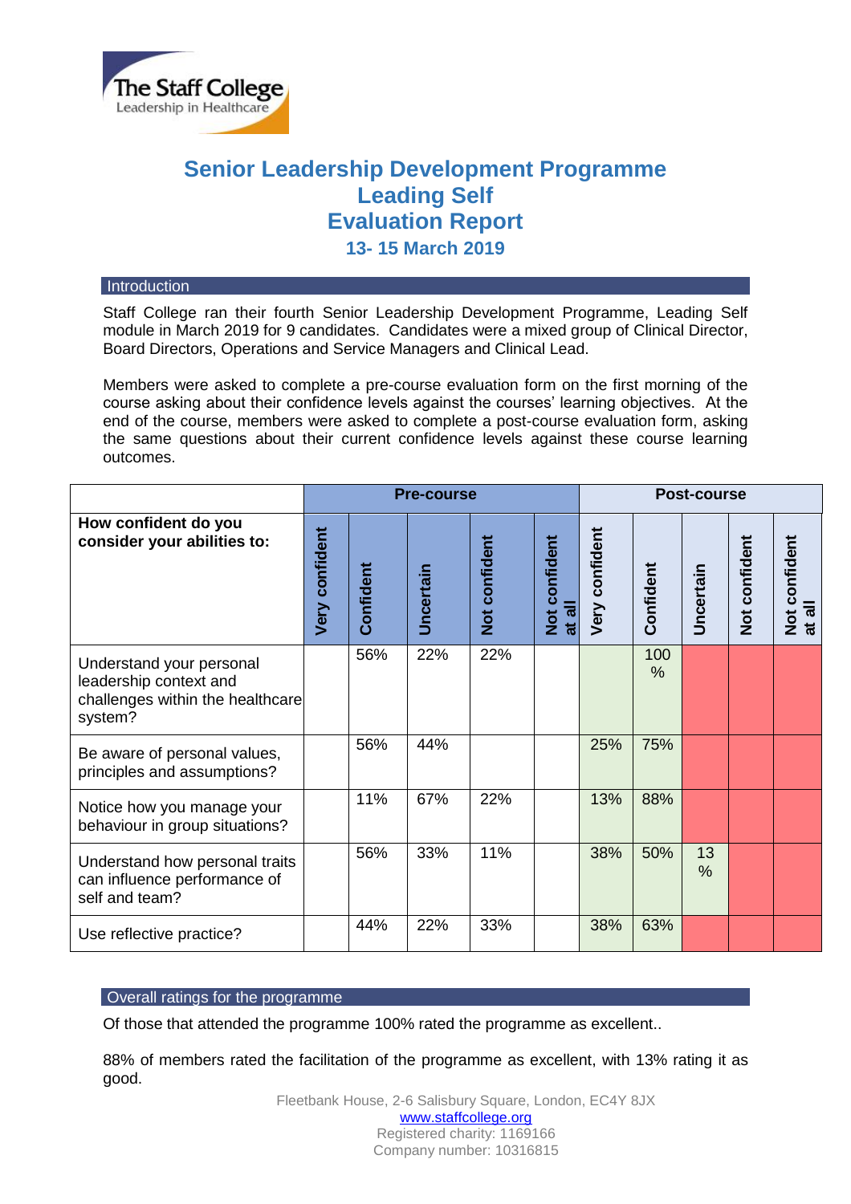# Senior Leadership Development Programme
# Leading Self
# Evaluation Report
### 13- 15 March 2019

## Introduction

Staff College ran their fourth Senior Leadership Development Programme, Leading Self module in March 2019 for 9 candidates. Candidates were a mixed group of Clinical Director, Board Directors, Operations and Service Managers and Clinical Lead.

Members were asked to complete a pre-course evaluation form on the first morning of the course asking about their confidence levels against the courses' learning objectives. At the end of the course, members were asked to complete a post-course evaluation form, asking the same questions about their current confidence levels against these course learning outcomes.

| | Pre-course | | | | | Post-course | | | | |
|---|---|---|---|---|---|---|---|---|---|---|
| **How confident do you consider your abilities to:** | **Very confident** | **Confident** | **Uncertain** | **Not confident** | **Not confident at all** | **Very confident** | **Confident** | **Uncertain** | **Not confident** | **Not confident at all** |
| Understand your personal leadership context and challenges within the healthcare system? | | 56% | 22% | 22% | | | 100 % | | | |
| Be aware of personal values, principles and assumptions? | | 56% | 44% | | | 25% | 75% | | | |
| Notice how you manage your behaviour in group situations? | | 11% | 67% | 22% | | 13% | 88% | | | |
| Understand how personal traits can influence performance of self and team? | | 56% | 33% | 11% | | 38% | 50% | 13 % | | |
| Use reflective practice? | | 44% | 22% | 33% | | 38% | 63% | | | |

## Overall ratings for the programme

Of those that attended the programme 100% rated the programme as excellent..

88% of members rated the facilitation of the programme as excellent, with 13% rating it as good.

Fleetbank House, 2-6 Salisbury Square, London, EC4Y 8JX
www.staffcollege.org
Registered charity: 1169166
Company number: 10316815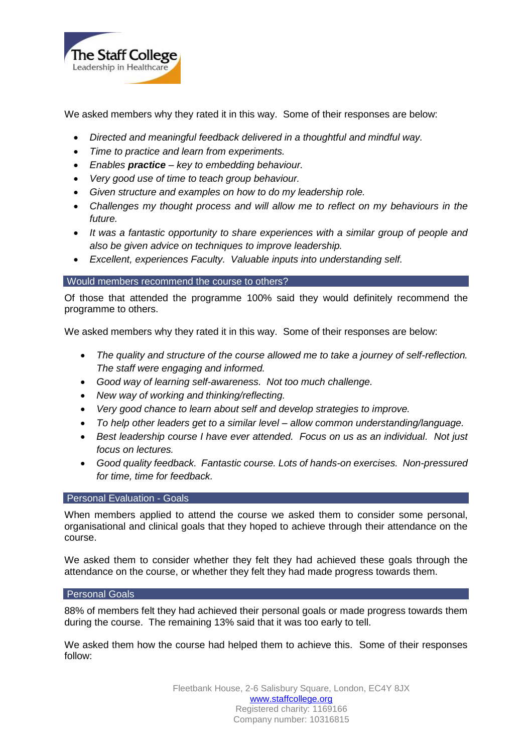We asked members why they rated it in this way. Some of their responses are below:

- *Directed and meaningful feedback delivered in a thoughtful and mindful way.*
- *Time to practice and learn from experiments.*
- *Enables **practice** – key to embedding behaviour.*
- *Very good use of time to teach group behaviour.*
- *Given structure and examples on how to do my leadership role.*
- *Challenges my thought process and will allow me to reflect on my behaviours in the future.*
- *It was a fantastic opportunity to share experiences with a similar group of people and also be given advice on techniques to improve leadership.*
- *Excellent, experiences Faculty. Valuable inputs into understanding self.*

## Would members recommend the course to others?

Of those that attended the programme 100% said they would definitely recommend the programme to others.

We asked members why they rated it in this way. Some of their responses are below:

- *The quality and structure of the course allowed me to take a journey of self-reflection. The staff were engaging and informed.*
- *Good way of learning self-awareness. Not too much challenge.*
- *New way of working and thinking/reflecting.*
- *Very good chance to learn about self and develop strategies to improve.*
- *To help other leaders get to a similar level – allow common understanding/language.*
- *Best leadership course I have ever attended. Focus on us as an individual. Not just focus on lectures.*
- *Good quality feedback. Fantastic course. Lots of hands-on exercises. Non-pressured for time, time for feedback.*

## Personal Evaluation - Goals

When members applied to attend the course we asked them to consider some personal, organisational and clinical goals that they hoped to achieve through their attendance on the course.

We asked them to consider whether they felt they had achieved these goals through the attendance on the course, or whether they felt they had made progress towards them.

## Personal Goals

88% of members felt they had achieved their personal goals or made progress towards them during the course. The remaining 13% said that it was too early to tell.

We asked them how the course had helped them to achieve this. Some of their responses follow: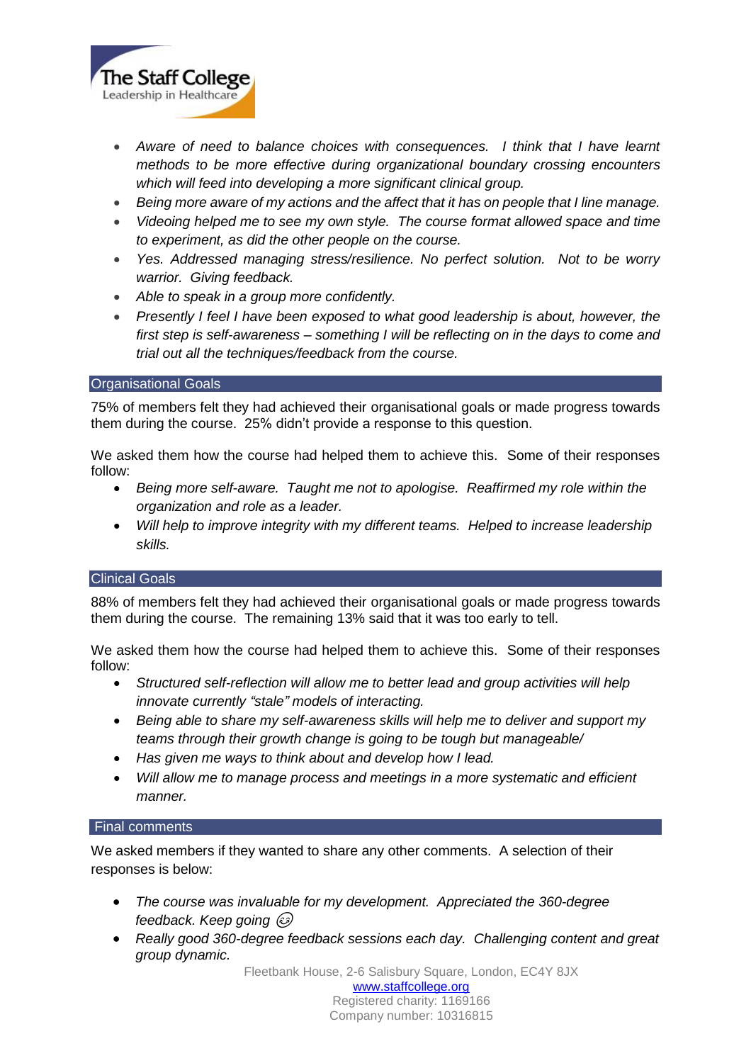- *Aware of need to balance choices with consequences. I think that I have learnt methods to be more effective during organizational boundary crossing encounters which will feed into developing a more significant clinical group.*
- *Being more aware of my actions and the affect that it has on people that I line manage.*
- *Videoing helped me to see my own style. The course format allowed space and time to experiment, as did the other people on the course.*
- *Yes. Addressed managing stress/resilience. No perfect solution. Not to be worry warrior. Giving feedback.*
- *Able to speak in a group more confidently.*
- *Presently I feel I have been exposed to what good leadership is about, however, the first step is self-awareness – something I will be reflecting on in the days to come and trial out all the techniques/feedback from the course.*

## Organisational Goals

75% of members felt they had achieved their organisational goals or made progress towards them during the course. 25% didn't provide a response to this question.

We asked them how the course had helped them to achieve this. Some of their responses follow:

- *Being more self-aware. Taught me not to apologise. Reaffirmed my role within the organization and role as a leader.*
- *Will help to improve integrity with my different teams. Helped to increase leadership skills.*

## Clinical Goals

88% of members felt they had achieved their organisational goals or made progress towards them during the course. The remaining 13% said that it was too early to tell.

We asked them how the course had helped them to achieve this. Some of their responses follow:

- *Structured self-reflection will allow me to better lead and group activities will help innovate currently "stale" models of interacting.*
- *Being able to share my self-awareness skills will help me to deliver and support my teams through their growth change is going to be tough but manageable/*
- *Has given me ways to think about and develop how I lead.*
- *Will allow me to manage process and meetings in a more systematic and efficient manner.*

## Final comments

We asked members if they wanted to share any other comments. A selection of their responses is below:

- *The course was invaluable for my development. Appreciated the 360-degree feedback. Keep going* 😉
- *Really good 360-degree feedback sessions each day. Challenging content and great group dynamic.*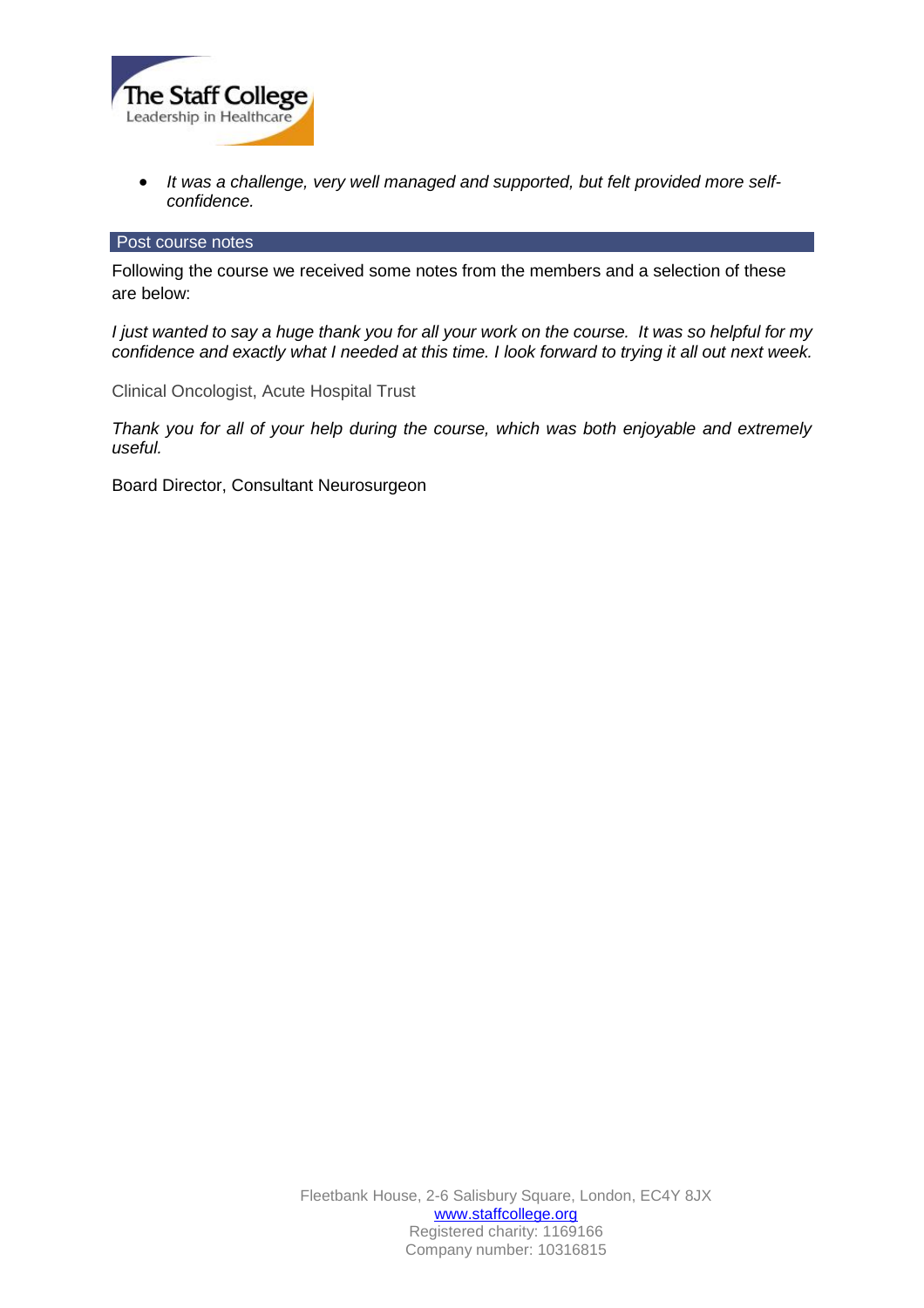- *It was a challenge, very well managed and supported, but felt provided more self-confidence.*

## Post course notes

Following the course we received some notes from the members and a selection of these are below:

*I just wanted to say a huge thank you for all your work on the course. It was so helpful for my confidence and exactly what I needed at this time. I look forward to trying it all out next week.*

Clinical Oncologist, Acute Hospital Trust

*Thank you for all of your help during the course, which was both enjoyable and extremely useful.*

Board Director, Consultant Neurosurgeon

Fleetbank House, 2-6 Salisbury Square, London, EC4Y 8JX
www.staffcollege.org
Registered charity: 1169166
Company number: 10316815